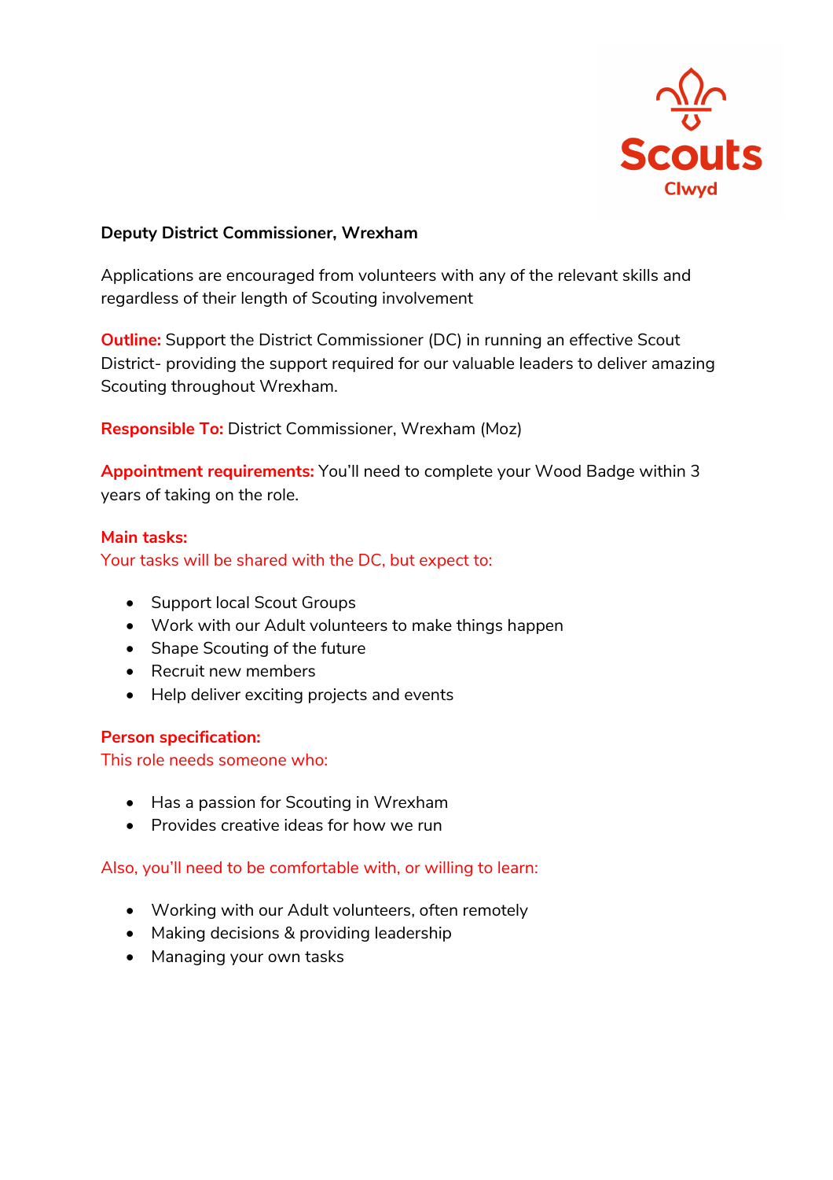Scouts
Clwyd

**Deputy District Commissioner, Wrexham**

Applications are encouraged from volunteers with any of the relevant skills and regardless of their length of Scouting involvement

**Outline:** Support the District Commissioner (DC) in running an effective Scout District- providing the support required for our valuable leaders to deliver amazing Scouting throughout Wrexham.

**Responsible To:** District Commissioner, Wrexham (Moz)

**Appointment requirements:** You'll need to complete your Wood Badge within 3 years of taking on the role.

**Main tasks:**
Your tasks will be shared with the DC, but expect to:

- Support local Scout Groups
- Work with our Adult volunteers to make things happen
- Shape Scouting of the future
- Recruit new members
- Help deliver exciting projects and events

**Person specification:**
This role needs someone who:

- Has a passion for Scouting in Wrexham
- Provides creative ideas for how we run

Also, you'll need to be comfortable with, or willing to learn:

- Working with our Adult volunteers, often remotely
- Making decisions & providing leadership
- Managing your own tasks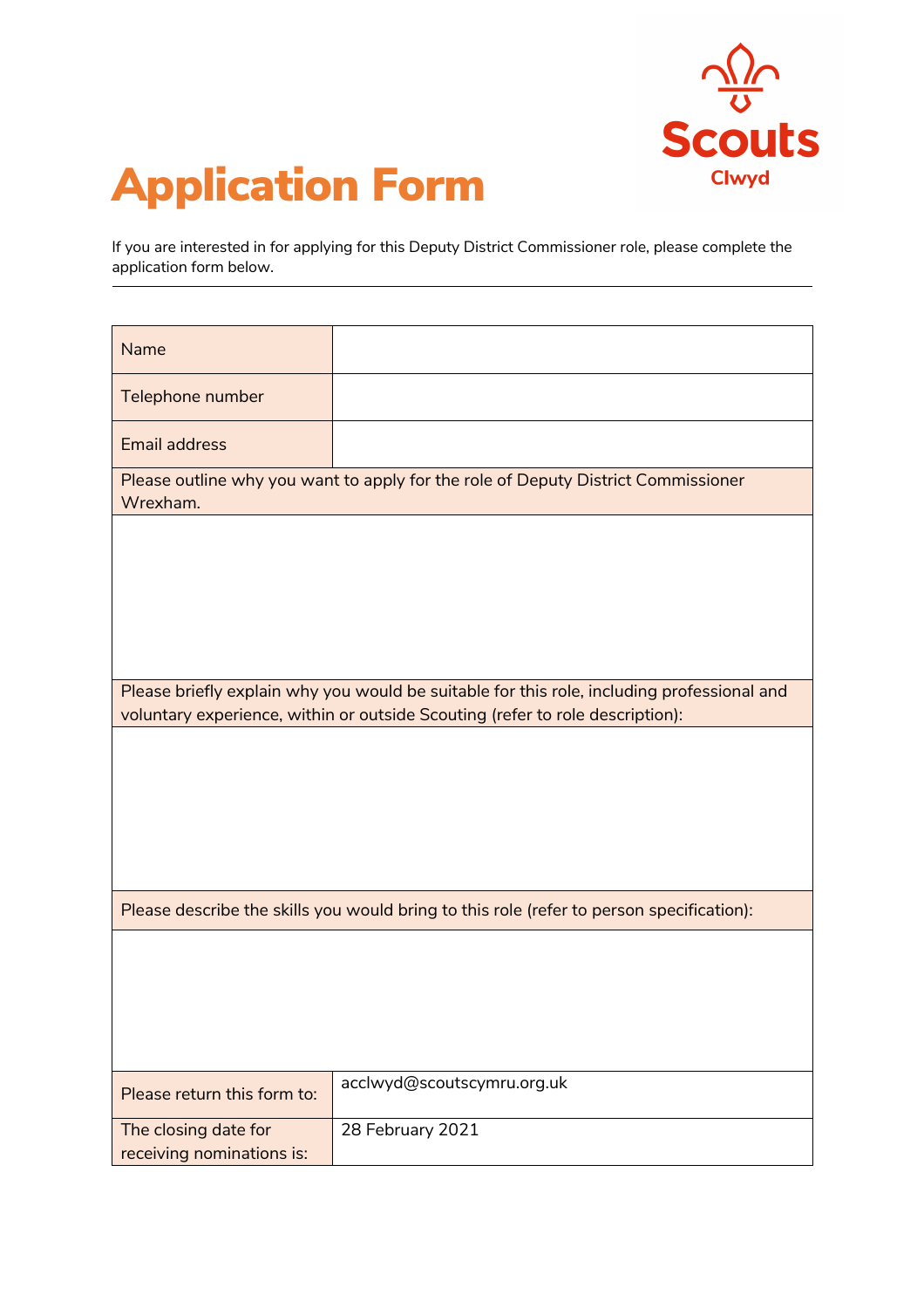Scouts
Clwyd

# Application Form

If you are interested in for applying for this Deputy District Commissioner role, please complete the application form below.

---

| | |
|---|---|
| Name | |
| Telephone number | |
| Email address | |
| Please outline why you want to apply for the role of Deputy District Commissioner Wrexham. | |
| | |
| Please briefly explain why you would be suitable for this role, including professional and voluntary experience, within or outside Scouting (refer to role description): | |
| | |
| Please describe the skills you would bring to this role (refer to person specification): | |
| | |
| Please return this form to: | acclwyd@scoutscymru.org.uk |
| The closing date for receiving nominations is: | 28 February 2021 |